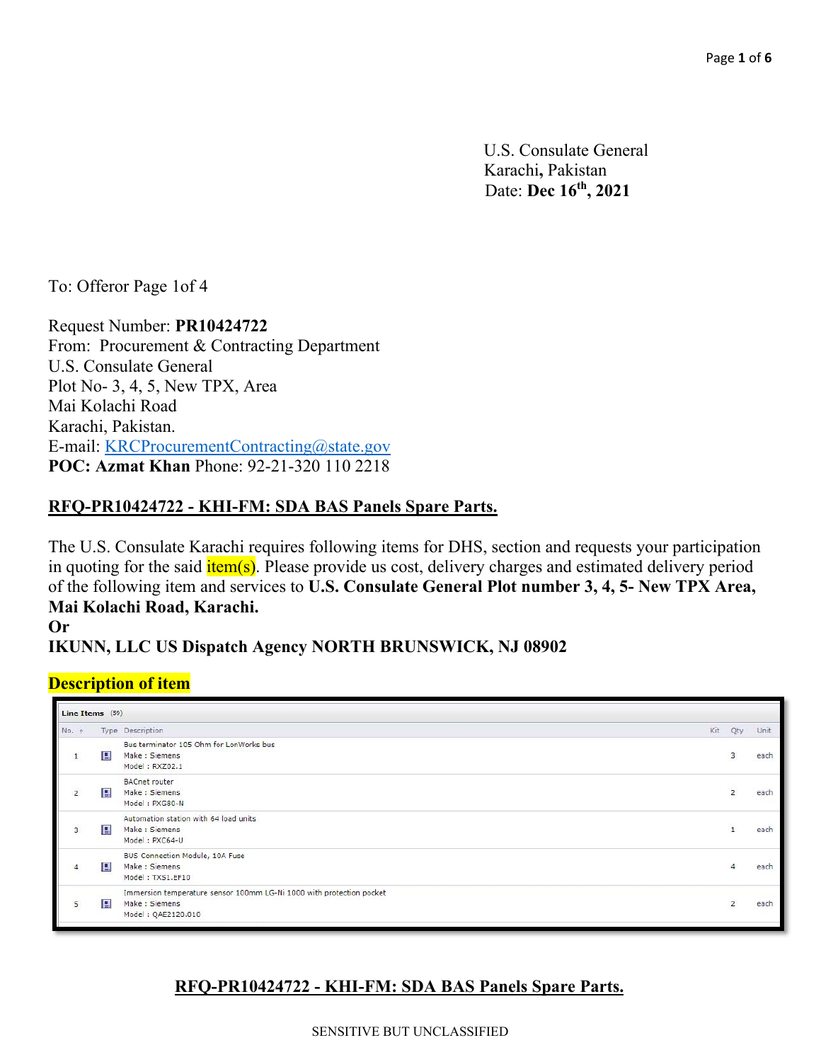U.S. Consulate General
Karachi, Pakistan
Date: **Dec 16th, 2021**

To: Offeror Page 1of 4

Request Number: **PR10424722**
From: Procurement & Contracting Department
U.S. Consulate General
Plot No- 3, 4, 5, New TPX, Area
Mai Kolachi Road
Karachi, Pakistan.
E-mail: KRCProcurementContracting@state.gov
**POC: Azmat Khan** Phone: 92-21-320 110 2218

## RFQ-PR10424722 - KHI-FM: SDA BAS Panels Spare Parts.

The U.S. Consulate Karachi requires following items for DHS, section and requests your participation in quoting for the said item(s). Please provide us cost, delivery charges and estimated delivery period of the following item and services to **U.S. Consulate General Plot number 3, 4, 5- New TPX Area, Mai Kolachi Road, Karachi.**

**Or**

**IKUNN, LLC US Dispatch Agency NORTH BRUNSWICK, NJ 08902**

**Description of item**

Line Items (59)

| No. | Type | Description | Kit | Qty | Unit |
|---|---|---|---|---|---|
| 1 | | Bus terminator 105 Ohm for LonWorks bus<br>Make : Siemens<br>Model : RXZ02.1 | | 3 | each |
| 2 | | BACnet router<br>Make : Siemens<br>Model : PXG80-N | | 2 | each |
| 3 | | Automation station with 64 load units<br>Make : Siemens<br>Model : PXC64-U | | 1 | each |
| 4 | | BUS Connection Module, 10A Fuse<br>Make : Siemens<br>Model : TXS1.EF10 | | 4 | each |
| 5 | | Immersion temperature sensor 100mm LG-Ni 1000 with protection pocket<br>Make : Siemens<br>Model : QAE2120.010 | | 2 | each |

## RFQ-PR10424722 - KHI-FM: SDA BAS Panels Spare Parts.

SENSITIVE BUT UNCLASSIFIED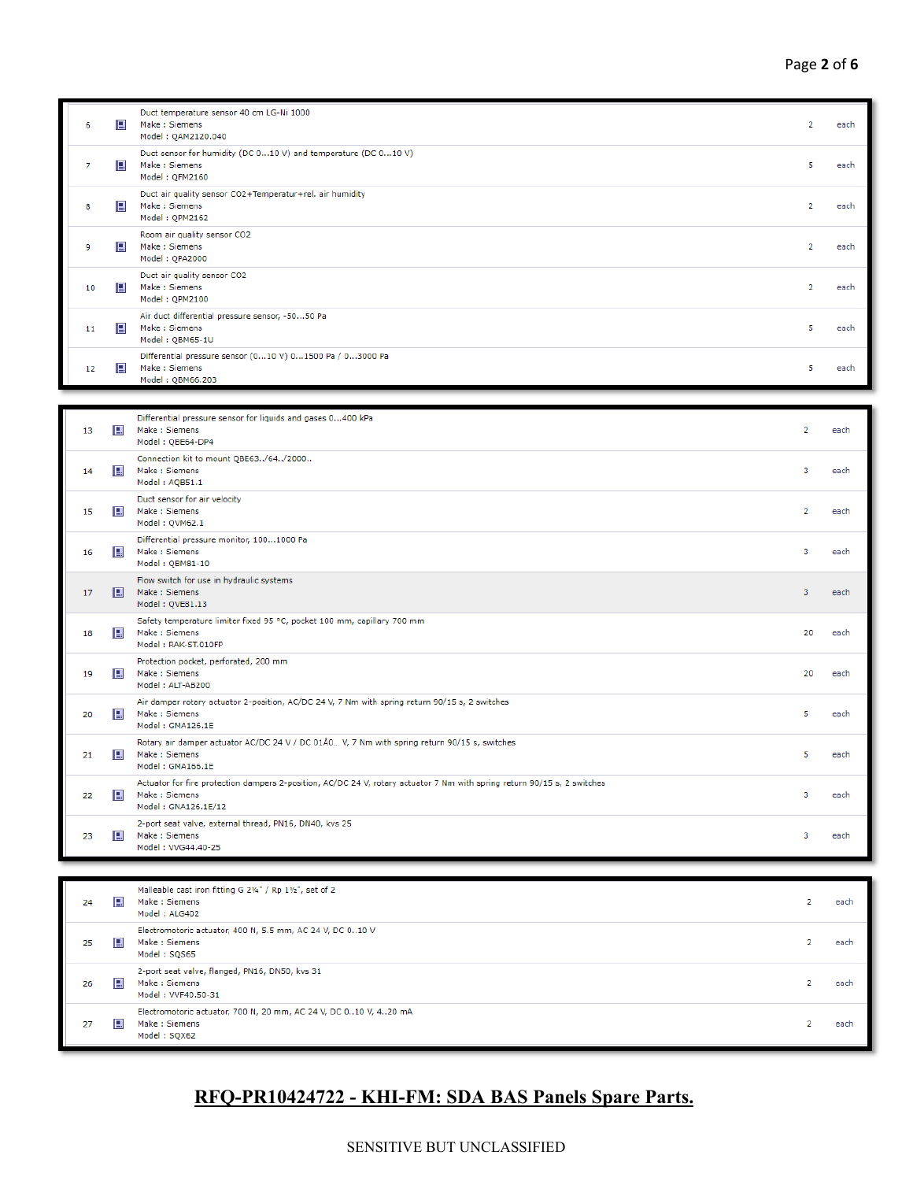| | | | | |
|---|---|---|---|---|
| 6 | | Duct temperature sensor 40 cm LG-Ni 1000<br>Make : Siemens<br>Model : QAM2120.040 | 2 | each |
| 7 | | Duct sensor for humidity (DC 0...10 V) and temperature (DC 0...10 V)<br>Make : Siemens<br>Model : QFM2160 | 5 | each |
| 8 | | Duct air quality sensor CO2+Temperatur+rel. air humidity<br>Make : Siemens<br>Model : QPM2162 | 2 | each |
| 9 | | Room air quality sensor CO2<br>Make : Siemens<br>Model : QPA2000 | 2 | each |
| 10 | | Duct air quality sensor CO2<br>Make : Siemens<br>Model : QPM2100 | 2 | each |
| 11 | | Air duct differential pressure sensor, -50...50 Pa<br>Make : Siemens<br>Model : QBM65-1U | 5 | each |
| 12 | | Differential pressure sensor (0...10 V) 0...1500 Pa / 0...3000 Pa<br>Make : Siemens<br>Model : QBM66.203 | 5 | each |
| 13 | | Differential pressure sensor for liquids and gases 0...400 kPa<br>Make : Siemens<br>Model : QBE64-DP4 | 2 | each |
| 14 | | Connection kit to mount QBE63../64../2000..<br>Make : Siemens<br>Model : AQB51.1 | 3 | each |
| 15 | | Duct sensor for air velocity<br>Make : Siemens<br>Model : QVM62.1 | 2 | each |
| 16 | | Differential pressure monitor, 100...1000 Pa<br>Make : Siemens<br>Model : QBM81-10 | 3 | each |
| 17 | | Flow switch for use in hydraulic systems<br>Make : Siemens<br>Model : QVE81.13 | 3 | each |
| 18 | | Safety temperature limiter fixed 95 °C, pocket 100 mm, capillary 700 mm<br>Make : Siemens<br>Model : RAK-ST.010FP | 20 | each |
| 19 | | Protection pocket, perforated, 200 mm<br>Make : Siemens<br>Model : ALT-AB200 | 20 | each |
| 20 | | Air damper rotary actuator 2-position, AC/DC 24 V, 7 Nm with spring return 90/15 s, 2 switches<br>Make : Siemens<br>Model : GMA126.1E | 5 | each |
| 21 | | Rotary air damper actuator AC/DC 24 V / DC 01Â0... V, 7 Nm with spring return 90/15 s, switches<br>Make : Siemens<br>Model : GMA166.1E | 5 | each |
| 22 | | Actuator for fire protection dampers 2-position, AC/DC 24 V, rotary actuator 7 Nm with spring return 90/15 s, 2 switches<br>Make : Siemens<br>Model : GNA126.1E/12 | 3 | each |
| 23 | | 2-port seat valve, external thread, PN16, DN40, kvs 25<br>Make : Siemens<br>Model : VVG44.40-25 | 3 | each |
| 24 | | Malleable cast iron fitting G 2¼" / Rp 1½", set of 2<br>Make : Siemens<br>Model : ALG402 | 2 | each |
| 25 | | Electromotoric actuator, 400 N, 5.5 mm, AC 24 V, DC 0..10 V<br>Make : Siemens<br>Model : SQS65 | 2 | each |
| 26 | | 2-port seat valve, flanged, PN16, DN50, kvs 31<br>Make : Siemens<br>Model : VVF40.50-31 | 2 | each |
| 27 | | Electromotoric actuator, 700 N, 20 mm, AC 24 V, DC 0..10 V, 4..20 mA<br>Make : Siemens<br>Model : SQX62 | 2 | each |

**RFQ-PR10424722 - KHI-FM: SDA BAS Panels Spare Parts.**

SENSITIVE BUT UNCLASSIFIED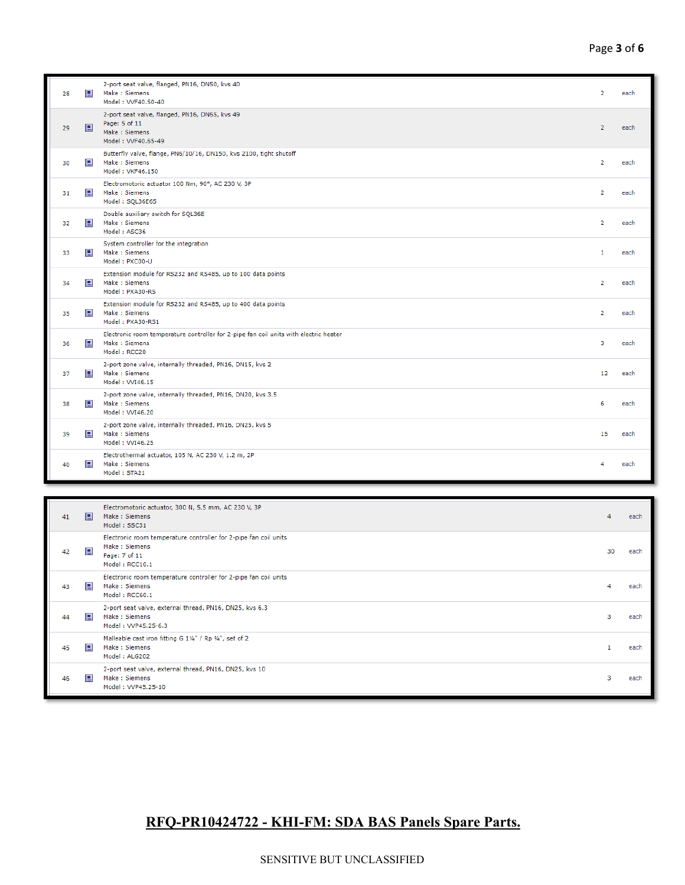| | | | | |
|---|---|---|---|---|
| 28 | 🖹 | 2-port seat valve, flanged, PN16, DN50, kvs 40<br>Make : Siemens<br>Model : VVF40.50-40 | 2 | each |
| 29 | 🖹 | 2-port seat valve, flanged, PN16, DN65, kvs 49<br>Page: 5 of 11<br>Make : Siemens<br>Model : VVF40.65-49 | 2 | each |
| 30 | 🖹 | Butterfly valve, flange, PN6/10/16, DN150, kvs 2100, tight shutoff<br>Make : Siemens<br>Model : VKF46.150 | 2 | each |
| 31 | 🖹 | Electromotoric actuator 100 Nm, 90°, AC 230 V, 3P<br>Make : Siemens<br>Model : SQL36E65 | 2 | each |
| 32 | 🖹 | Double auxiliary switch for SQL36E<br>Make : Siemens<br>Model : ASC36 | 2 | each |
| 33 | 🖹 | System controller for the integration<br>Make : Siemens<br>Model : PXC00-U | 1 | each |
| 34 | 🖹 | Extension module for RS232 and RS485, up to 100 data points<br>Make : Siemens<br>Model : PXA30-RS | 2 | each |
| 35 | 🖹 | Extension module for RS232 and RS485, up to 400 data points<br>Make : Siemens<br>Model : PXA30-RS1 | 2 | each |
| 36 | 🖹 | Electronic room temperature controller for 2-pipe fan coil units with electric heater<br>Make : Siemens<br>Model : RCC20 | 3 | each |
| 37 | 🖹 | 2-port zone valve, internally threaded, PN16, DN15, kvs 2<br>Make : Siemens<br>Model : VVI46.15 | 12 | each |
| 38 | 🖹 | 2-port zone valve, internally threaded, PN16, DN20, kvs 3.5<br>Make : Siemens<br>Model : VVI46.20 | 6 | each |
| 39 | 🖹 | 2-port zone valve, internally threaded, PN16, DN25, kvs 5<br>Make : Siemens<br>Model : VVI46.25 | 15 | each |
| 40 | 🖹 | Electrothermal actuator, 105 N, AC 230 V, 1.2 m, 2P<br>Make : Siemens<br>Model : STA21 | 4 | each |
| 41 | 🖹 | Electromotoric actuator, 300 N, 5.5 mm, AC 230 V, 3P<br>Make : Siemens<br>Model : SSC31 | 4 | each |
| 42 | 🖹 | Electronic room temperature controller for 2-pipe fan coil units<br>Make : Siemens<br>Page: 7 of 11<br>Model : RCC10.1 | 30 | each |
| 43 | 🖹 | Electronic room temperature controller for 2-pipe fan coil units<br>Make : Siemens<br>Model : RCC60.1 | 4 | each |
| 44 | 🖹 | 2-port seat valve, external thread, PN16, DN25, kvs 6.3<br>Make : Siemens<br>Model : VVP45.25-6.3 | 3 | each |
| 45 | 🖹 | Malleable cast iron fitting G 1¼" / Rp ¾", set of 2<br>Make : Siemens<br>Model : ALG202 | 1 | each |
| 46 | 🖹 | 2-port seat valve, external thread, PN16, DN25, kvs 10<br>Make : Siemens<br>Model : VVP45.25-10 | 3 | each |

**RFQ-PR10424722 - KHI-FM: SDA BAS Panels Spare Parts.**

SENSITIVE BUT UNCLASSIFIED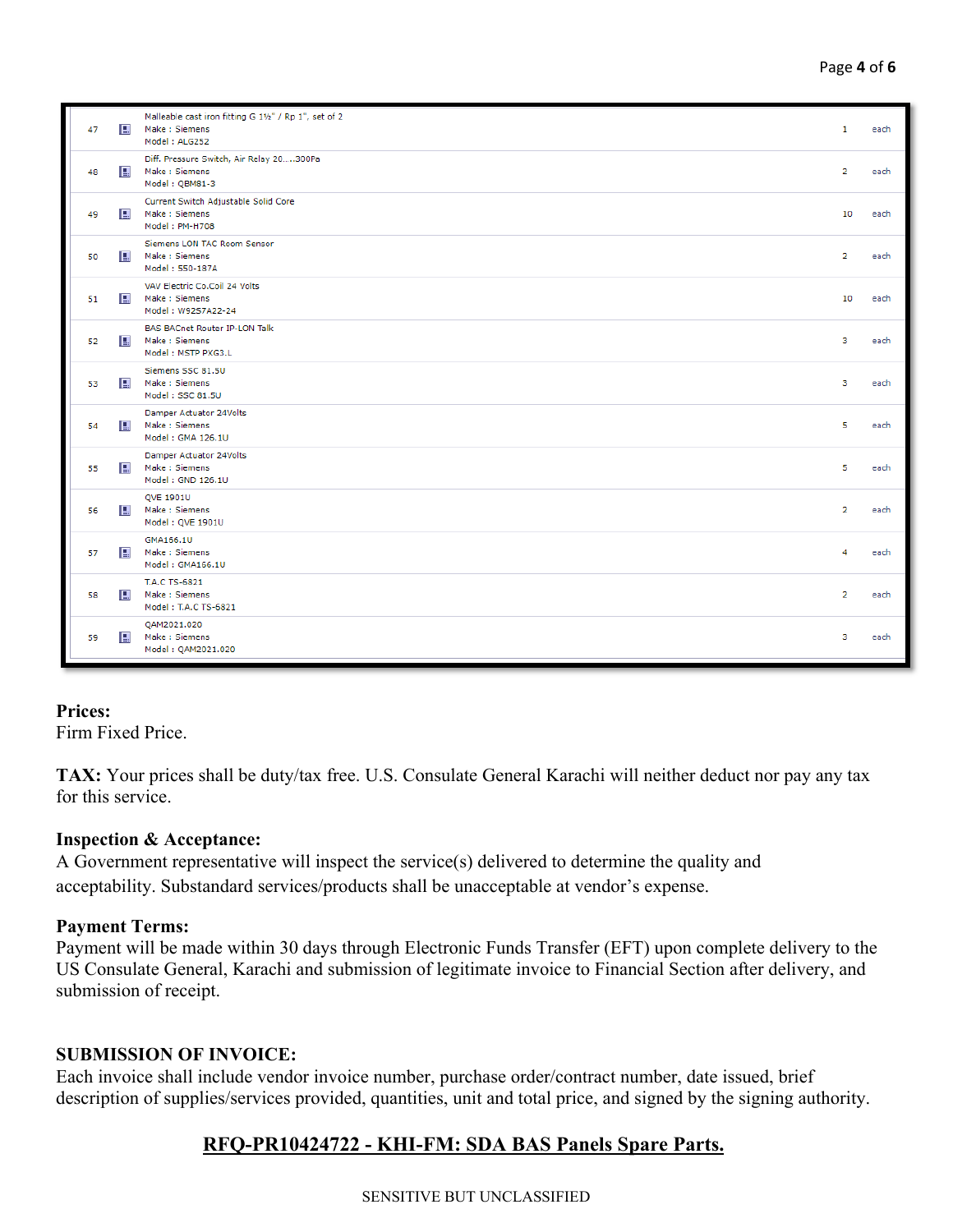| | | | | |
|---|---|---|---|---|
| 47 | | Malleable cast iron fitting G 1½" / Rp 1", set of 2<br>Make : Siemens<br>Model : ALG252 | 1 | each |
| 48 | | Diff. Pressure Switch, Air Relay 20....300Pa<br>Make : Siemens<br>Model : QBM81-3 | 2 | each |
| 49 | | Current Switch Adjustable Solid Core<br>Make : Siemens<br>Model : PM-H708 | 10 | each |
| 50 | | Siemens LON TAC Room Sensor<br>Make : Siemens<br>Model : 550-187A | 2 | each |
| 51 | | VAV Electric Co.Coil 24 Volts<br>Make : Siemens<br>Model : W92S7A22-24 | 10 | each |
| 52 | | BAS BACnet Router IP-LON Talk<br>Make : Siemens<br>Model : MSTP PXG3.L | 3 | each |
| 53 | | Siemens SSC 81.5U<br>Make : Siemens<br>Model : SSC 81.5U | 3 | each |
| 54 | | Damper Actuator 24Volts<br>Make : Siemens<br>Model : GMA 126.1U | 5 | each |
| 55 | | Damper Actuator 24Volts<br>Make : Siemens<br>Model : GND 126.1U | 5 | each |
| 56 | | QVE 1901U<br>Make : Siemens<br>Model : QVE 1901U | 2 | each |
| 57 | | GMA166.1U<br>Make : Siemens<br>Model : GMA166.1U | 4 | each |
| 58 | | T.A.C TS-6821<br>Make : Siemens<br>Model : T.A.C TS-6821 | 2 | each |
| 59 | | QAM2021.020<br>Make : Siemens<br>Model : QAM2021.020 | 3 | each |

**Prices:**
Firm Fixed Price.

**TAX:** Your prices shall be duty/tax free. U.S. Consulate General Karachi will neither deduct nor pay any tax for this service.

**Inspection & Acceptance:**
A Government representative will inspect the service(s) delivered to determine the quality and acceptability. Substandard services/products shall be unacceptable at vendor's expense.

**Payment Terms:**
Payment will be made within 30 days through Electronic Funds Transfer (EFT) upon complete delivery to the US Consulate General, Karachi and submission of legitimate invoice to Financial Section after delivery, and submission of receipt.

**SUBMISSION OF INVOICE:**
Each invoice shall include vendor invoice number, purchase order/contract number, date issued, brief description of supplies/services provided, quantities, unit and total price, and signed by the signing authority.

**RFQ-PR10424722 - KHI-FM: SDA BAS Panels Spare Parts.**

SENSITIVE BUT UNCLASSIFIED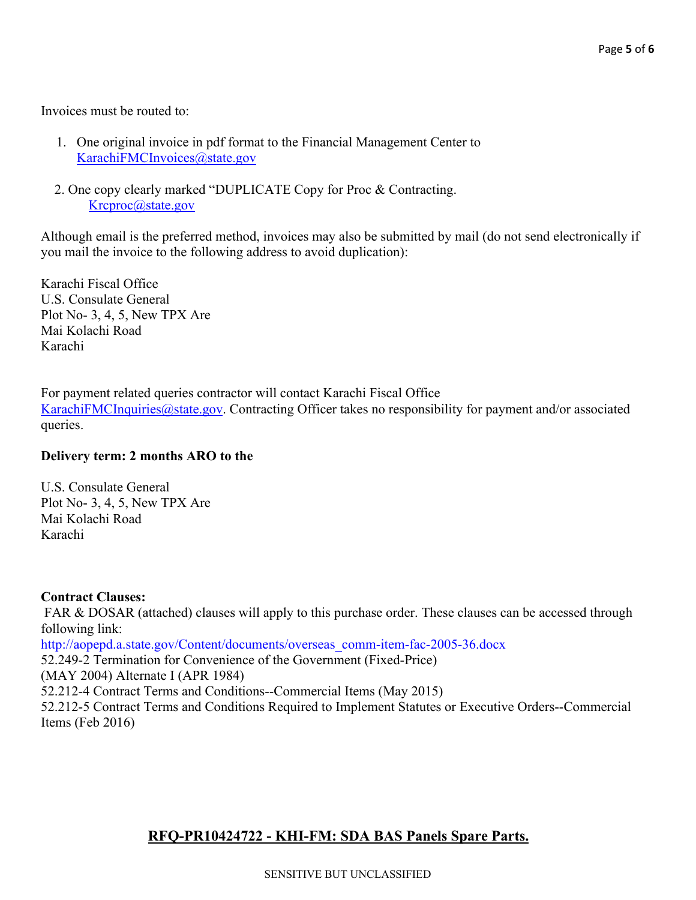Invoices must be routed to:

1. One original invoice in pdf format to the Financial Management Center to KarachiFMCInvoices@state.gov

2. One copy clearly marked "DUPLICATE Copy for Proc & Contracting. Krcproc@state.gov

Although email is the preferred method, invoices may also be submitted by mail (do not send electronically if you mail the invoice to the following address to avoid duplication):

Karachi Fiscal Office  
U.S. Consulate General  
Plot No- 3, 4, 5, New TPX Are  
Mai Kolachi Road  
Karachi

For payment related queries contractor will contact Karachi Fiscal Office KarachiFMCInquiries@state.gov. Contracting Officer takes no responsibility for payment and/or associated queries.

**Delivery term: 2 months ARO to the**

U.S. Consulate General  
Plot No- 3, 4, 5, New TPX Are  
Mai Kolachi Road  
Karachi

**Contract Clauses:**

FAR & DOSAR (attached) clauses will apply to this purchase order. These clauses can be accessed through following link:  
http://aopepd.a.state.gov/Content/documents/overseas_comm-item-fac-2005-36.docx  
52.249-2 Termination for Convenience of the Government (Fixed-Price)  
(MAY 2004) Alternate I (APR 1984)  
52.212-4 Contract Terms and Conditions--Commercial Items (May 2015)  
52.212-5 Contract Terms and Conditions Required to Implement Statutes or Executive Orders--Commercial Items (Feb 2016)

**RFQ-PR10424722 - KHI-FM: SDA BAS Panels Spare Parts.**

SENSITIVE BUT UNCLASSIFIED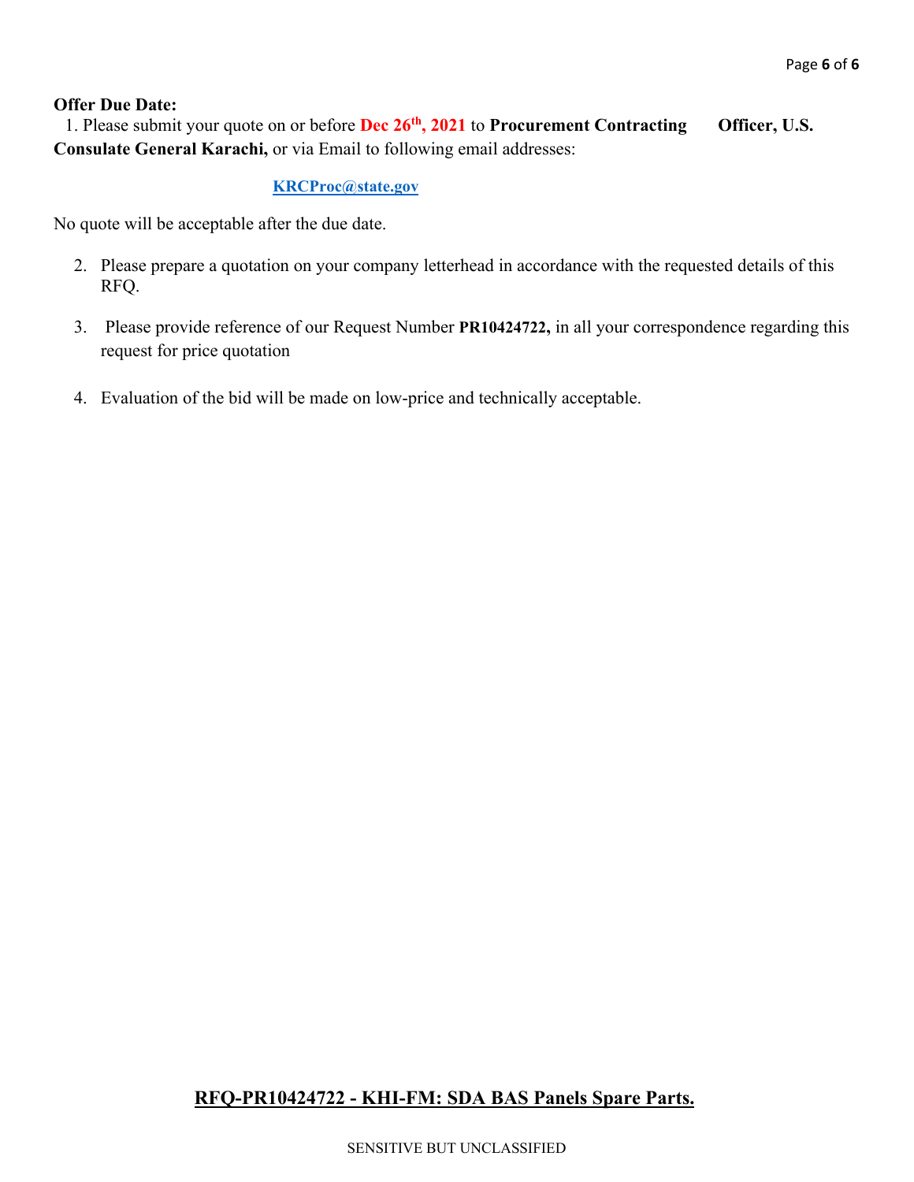**Offer Due Date:**

1. Please submit your quote on or before **Dec 26th, 2021** to **Procurement Contracting Officer, U.S. Consulate General Karachi,** or via Email to following email addresses:

**KRCProc@state.gov**

No quote will be acceptable after the due date.

2. Please prepare a quotation on your company letterhead in accordance with the requested details of this RFQ.

3. Please provide reference of our Request Number **PR10424722,** in all your correspondence regarding this request for price quotation

4. Evaluation of the bid will be made on low-price and technically acceptable.

**RFQ-PR10424722 - KHI-FM: SDA BAS Panels Spare Parts.**

SENSITIVE BUT UNCLASSIFIED